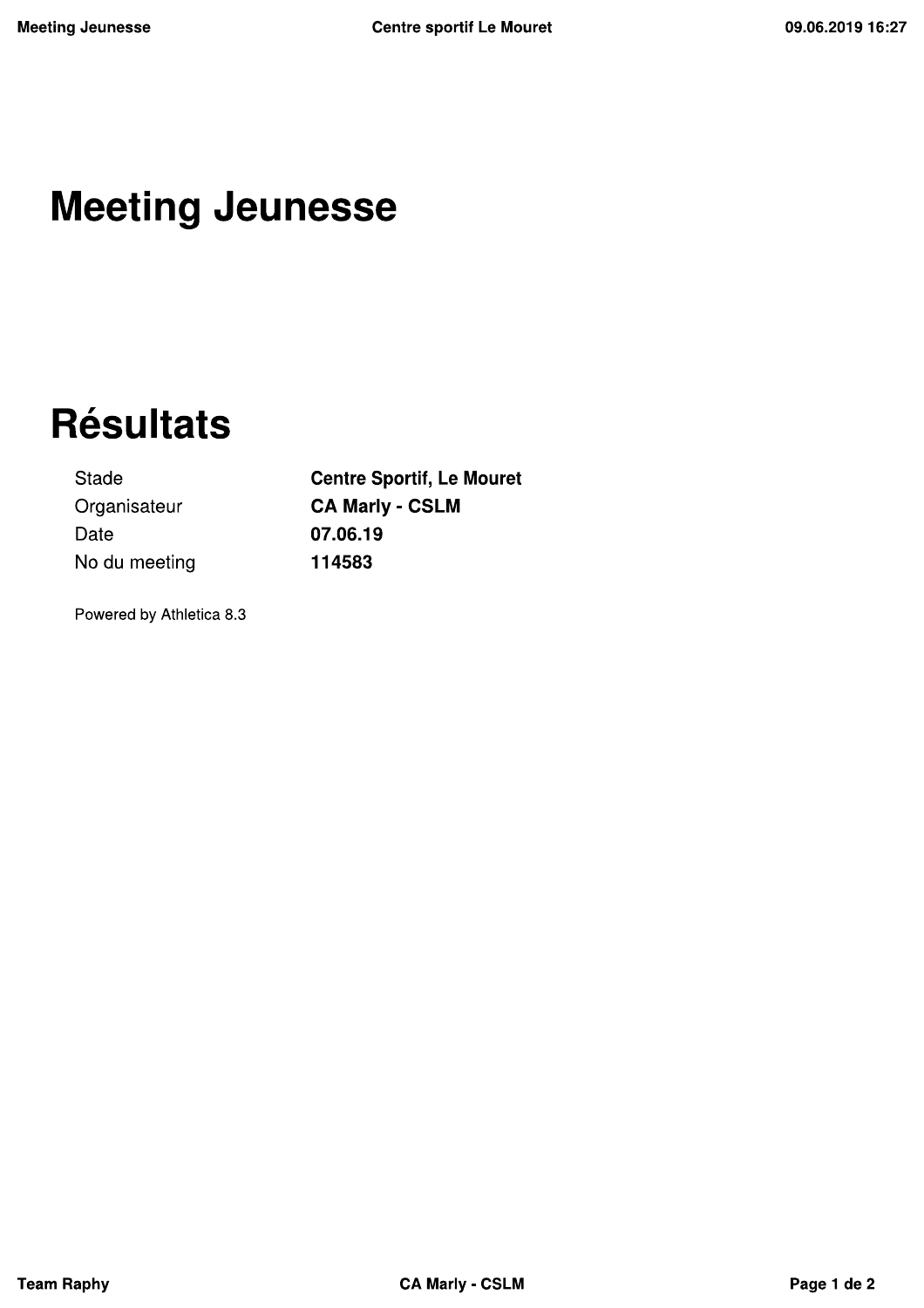# Meeting Jeunesse

# Résultats

| | |
|---|---|
| Stade | **Centre Sportif, Le Mouret** |
| Organisateur | **CA Marly - CSLM** |
| Date | **07.06.19** |
| No du meeting | **114583** |

Powered by Athletica 8.3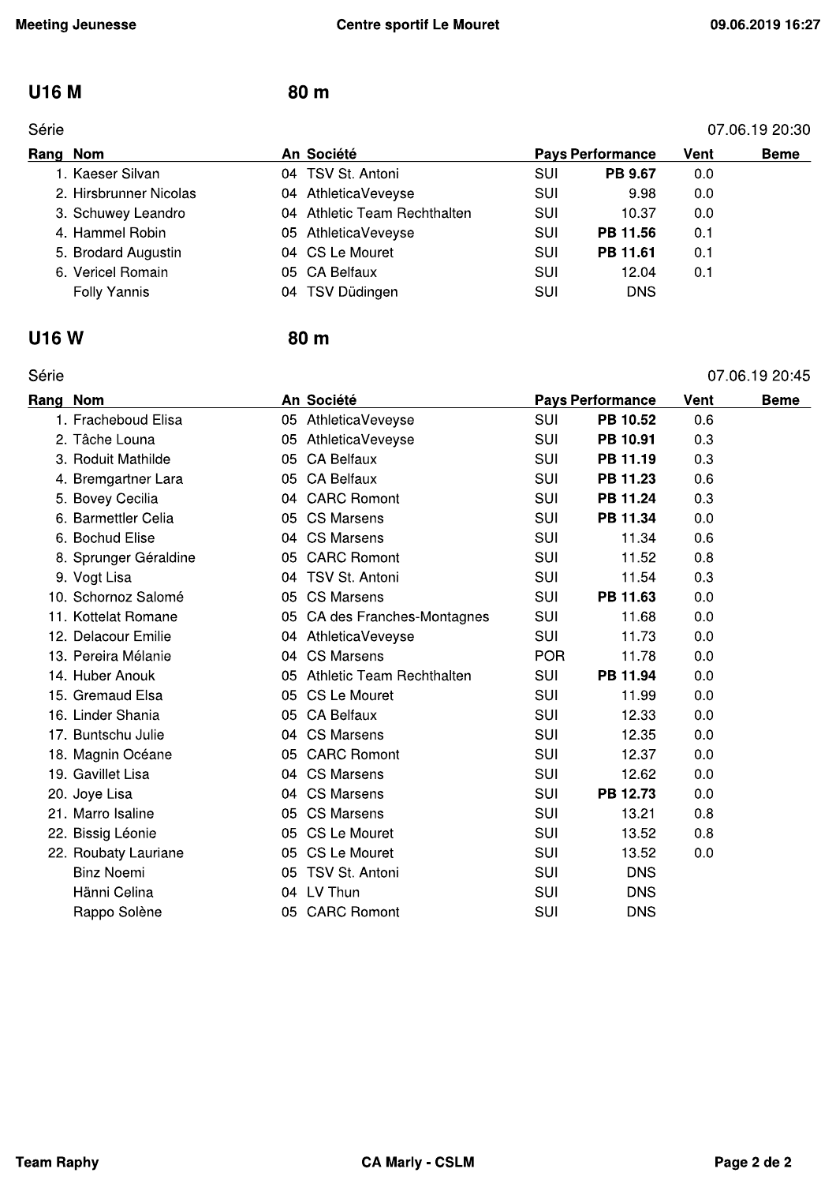## U16 M — 80 m

Série — 07.06.19 20:30

| Rang | Nom | An | Société | Pays | Performance | Vent | Beme |
|---|---|---|---|---|---|---|---|
| 1. | Kaeser Silvan | 04 | TSV St. Antoni | SUI | **PB 9.67** | 0.0 | |
| 2. | Hirsbrunner Nicolas | 04 | AthleticaVeveyse | SUI | 9.98 | 0.0 | |
| 3. | Schuwey Leandro | 04 | Athletic Team Rechthalten | SUI | 10.37 | 0.0 | |
| 4. | Hammel Robin | 05 | AthleticaVeveyse | SUI | **PB 11.56** | 0.1 | |
| 5. | Brodard Augustin | 04 | CS Le Mouret | SUI | **PB 11.61** | 0.1 | |
| 6. | Vericel Romain | 05 | CA Belfaux | SUI | 12.04 | 0.1 | |
| | Folly Yannis | 04 | TSV Düdingen | SUI | DNS | | |

## U16 W — 80 m

Série — 07.06.19 20:45

| Rang | Nom | An | Société | Pays | Performance | Vent | Beme |
|---|---|---|---|---|---|---|---|
| 1. | Fracheboud Elisa | 05 | AthleticaVeveyse | SUI | **PB 10.52** | 0.6 | |
| 2. | Tâche Louna | 05 | AthleticaVeveyse | SUI | **PB 10.91** | 0.3 | |
| 3. | Roduit Mathilde | 05 | CA Belfaux | SUI | **PB 11.19** | 0.3 | |
| 4. | Bremgartner Lara | 05 | CA Belfaux | SUI | **PB 11.23** | 0.6 | |
| 5. | Bovey Cecilia | 04 | CARC Romont | SUI | **PB 11.24** | 0.3 | |
| 6. | Barmettler Celia | 05 | CS Marsens | SUI | **PB 11.34** | 0.0 | |
| 6. | Bochud Elise | 04 | CS Marsens | SUI | 11.34 | 0.6 | |
| 8. | Sprunger Géraldine | 05 | CARC Romont | SUI | 11.52 | 0.8 | |
| 9. | Vogt Lisa | 04 | TSV St. Antoni | SUI | 11.54 | 0.3 | |
| 10. | Schornoz Salomé | 05 | CS Marsens | SUI | **PB 11.63** | 0.0 | |
| 11. | Kottelat Romane | 05 | CA des Franches-Montagnes | SUI | 11.68 | 0.0 | |
| 12. | Delacour Emilie | 04 | AthleticaVeveyse | SUI | 11.73 | 0.0 | |
| 13. | Pereira Mélanie | 04 | CS Marsens | POR | 11.78 | 0.0 | |
| 14. | Huber Anouk | 05 | Athletic Team Rechthalten | SUI | **PB 11.94** | 0.0 | |
| 15. | Gremaud Elsa | 05 | CS Le Mouret | SUI | 11.99 | 0.0 | |
| 16. | Linder Shania | 05 | CA Belfaux | SUI | 12.33 | 0.0 | |
| 17. | Buntschu Julie | 04 | CS Marsens | SUI | 12.35 | 0.0 | |
| 18. | Magnin Océane | 05 | CARC Romont | SUI | 12.37 | 0.0 | |
| 19. | Gavillet Lisa | 04 | CS Marsens | SUI | 12.62 | 0.0 | |
| 20. | Joye Lisa | 04 | CS Marsens | SUI | **PB 12.73** | 0.0 | |
| 21. | Marro Isaline | 05 | CS Marsens | SUI | 13.21 | 0.8 | |
| 22. | Bissig Léonie | 05 | CS Le Mouret | SUI | 13.52 | 0.8 | |
| 22. | Roubaty Lauriane | 05 | CS Le Mouret | SUI | 13.52 | 0.0 | |
| | Binz Noemi | 05 | TSV St. Antoni | SUI | DNS | | |
| | Hänni Celina | 04 | LV Thun | SUI | DNS | | |
| | Rappo Solène | 05 | CARC Romont | SUI | DNS | | |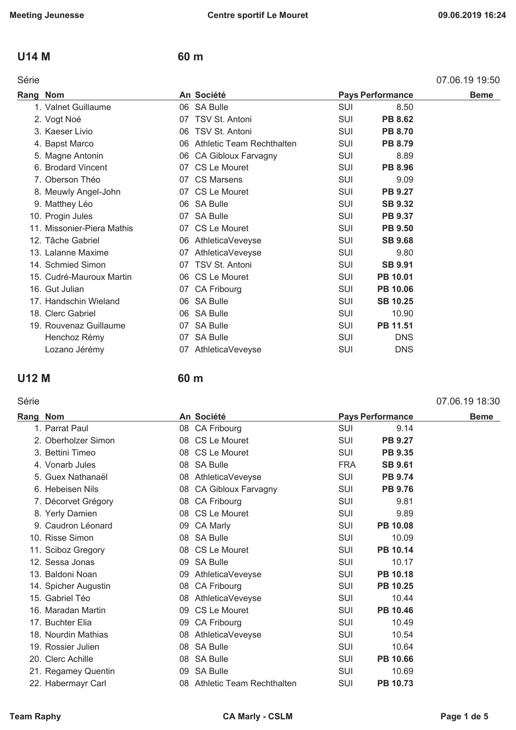## U14 M — 60 m

Série — 07.06.19 19:50

| Rang | Nom | An | Société | Pays | Performance | Beme |
|---|---|---|---|---|---|---|
| 1. | Valnet Guillaume | 06 | SA Bulle | SUI | 8.50 | |
| 2. | Vogt Noé | 07 | TSV St. Antoni | SUI | **PB 8.62** | |
| 3. | Kaeser Livio | 06 | TSV St. Antoni | SUI | **PB 8.70** | |
| 4. | Bapst Marco | 06 | Athletic Team Rechthalten | SUI | **PB 8.79** | |
| 5. | Magne Antonin | 06 | CA Gibloux Farvagny | SUI | 8.89 | |
| 6. | Brodard Vincent | 07 | CS Le Mouret | SUI | **PB 8.96** | |
| 7. | Oberson Théo | 07 | CS Marsens | SUI | 9.09 | |
| 8. | Meuwly Angel-John | 07 | CS Le Mouret | SUI | **PB 9.27** | |
| 9. | Matthey Léo | 06 | SA Bulle | SUI | **SB 9.32** | |
| 10. | Progin Jules | 07 | SA Bulle | SUI | **PB 9.37** | |
| 11. | Missonier-Piera Mathis | 07 | CS Le Mouret | SUI | **PB 9.50** | |
| 12. | Tâche Gabriel | 06 | AthleticaVeveyse | SUI | **SB 9.68** | |
| 13. | Lalanne Maxime | 07 | AthleticaVeveyse | SUI | 9.80 | |
| 14. | Schmied Simon | 07 | TSV St. Antoni | SUI | **SB 9.91** | |
| 15. | Cudré-Mauroux Martin | 06 | CS Le Mouret | SUI | **PB 10.01** | |
| 16. | Gut Julian | 07 | CA Fribourg | SUI | **PB 10.06** | |
| 17. | Handschin Wieland | 06 | SA Bulle | SUI | **SB 10.25** | |
| 18. | Clerc Gabriel | 06 | SA Bulle | SUI | 10.90 | |
| 19. | Rouvenaz Guillaume | 07 | SA Bulle | SUI | **PB 11.51** | |
| | Henchoz Rémy | 07 | SA Bulle | SUI | DNS | |
| | Lozano Jérémy | 07 | AthleticaVeveyse | SUI | DNS | |

## U12 M — 60 m

Série — 07.06.19 18:30

| Rang | Nom | An | Société | Pays | Performance | Beme |
|---|---|---|---|---|---|---|
| 1. | Parrat Paul | 08 | CA Fribourg | SUI | 9.14 | |
| 2. | Oberholzer Simon | 08 | CS Le Mouret | SUI | **PB 9.27** | |
| 3. | Bettini Timeo | 08 | CS Le Mouret | SUI | **PB 9.35** | |
| 4. | Vonarb Jules | 08 | SA Bulle | FRA | **SB 9.61** | |
| 5. | Guex Nathanaël | 08 | AthleticaVeveyse | SUI | **PB 9.74** | |
| 6. | Hebeisen Nils | 08 | CA Gibloux Farvagny | SUI | **PB 9.76** | |
| 7. | Décorvet Grégory | 08 | CA Fribourg | SUI | 9.81 | |
| 8. | Yerly Damien | 08 | CS Le Mouret | SUI | 9.89 | |
| 9. | Caudron Léonard | 09 | CA Marly | SUI | **PB 10.08** | |
| 10. | Risse Simon | 08 | SA Bulle | SUI | 10.09 | |
| 11. | Sciboz Gregory | 08 | CS Le Mouret | SUI | **PB 10.14** | |
| 12. | Sessa Jonas | 09 | SA Bulle | SUI | 10.17 | |
| 13. | Baldoni Noan | 09 | AthleticaVeveyse | SUI | **PB 10.18** | |
| 14. | Spicher Augustin | 08 | CA Fribourg | SUI | **PB 10.25** | |
| 15. | Gabriel Téo | 08 | AthleticaVeveyse | SUI | 10.44 | |
| 16. | Maradan Martin | 09 | CS Le Mouret | SUI | **PB 10.46** | |
| 17. | Buchter Elia | 09 | CA Fribourg | SUI | 10.49 | |
| 18. | Nourdin Mathias | 08 | AthleticaVeveyse | SUI | 10.54 | |
| 19. | Rossier Julien | 08 | SA Bulle | SUI | 10.64 | |
| 20. | Clerc Achille | 08 | SA Bulle | SUI | **PB 10.66** | |
| 21. | Regamey Quentin | 09 | SA Bulle | SUI | 10.69 | |
| 22. | Habermayr Carl | 08 | Athletic Team Rechthalten | SUI | **PB 10.73** | |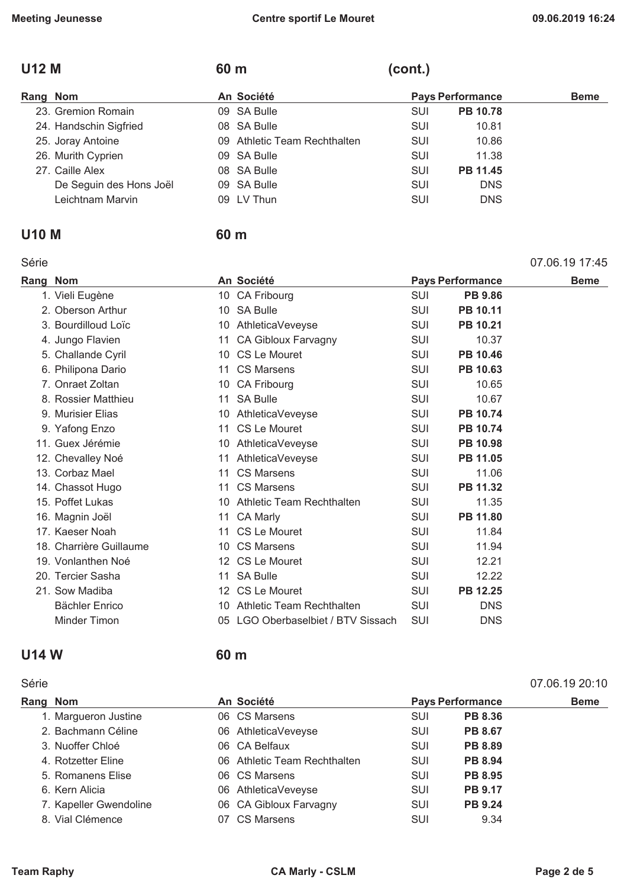## U12 M — 60 m (cont.)

| Rang | Nom | An | Société | Pays | Performance | Beme |
|---|---|---|---|---|---|---|
| 23. | Gremion Romain | 09 | SA Bulle | SUI | **PB 10.78** | |
| 24. | Handschin Sigfried | 08 | SA Bulle | SUI | 10.81 | |
| 25. | Joray Antoine | 09 | Athletic Team Rechthalten | SUI | 10.86 | |
| 26. | Murith Cyprien | 09 | SA Bulle | SUI | 11.38 | |
| 27. | Caille Alex | 08 | SA Bulle | SUI | **PB 11.45** | |
| | De Seguin des Hons Joël | 09 | SA Bulle | SUI | DNS | |
| | Leichtnam Marvin | 09 | LV Thun | SUI | DNS | |

## U10 M — 60 m

Série — 07.06.19 17:45

| Rang | Nom | An | Société | Pays | Performance | Beme |
|---|---|---|---|---|---|---|
| 1. | Vieli Eugène | 10 | CA Fribourg | SUI | **PB 9.86** | |
| 2. | Oberson Arthur | 10 | SA Bulle | SUI | **PB 10.11** | |
| 3. | Bourdilloud Loïc | 10 | AthleticaVeveyse | SUI | **PB 10.21** | |
| 4. | Jungo Flavien | 11 | CA Gibloux Farvagny | SUI | 10.37 | |
| 5. | Challande Cyril | 10 | CS Le Mouret | SUI | **PB 10.46** | |
| 6. | Philipona Dario | 11 | CS Marsens | SUI | **PB 10.63** | |
| 7. | Onraet Zoltan | 10 | CA Fribourg | SUI | 10.65 | |
| 8. | Rossier Matthieu | 11 | SA Bulle | SUI | 10.67 | |
| 9. | Murisier Elias | 10 | AthleticaVeveyse | SUI | **PB 10.74** | |
| 9. | Yafong Enzo | 11 | CS Le Mouret | SUI | **PB 10.74** | |
| 11. | Guex Jérémie | 10 | AthleticaVeveyse | SUI | **PB 10.98** | |
| 12. | Chevalley Noé | 11 | AthleticaVeveyse | SUI | **PB 11.05** | |
| 13. | Corbaz Mael | 11 | CS Marsens | SUI | 11.06 | |
| 14. | Chassot Hugo | 11 | CS Marsens | SUI | **PB 11.32** | |
| 15. | Poffet Lukas | 10 | Athletic Team Rechthalten | SUI | 11.35 | |
| 16. | Magnin Joël | 11 | CA Marly | SUI | **PB 11.80** | |
| 17. | Kaeser Noah | 11 | CS Le Mouret | SUI | 11.84 | |
| 18. | Charrière Guillaume | 10 | CS Marsens | SUI | 11.94 | |
| 19. | Vonlanthen Noé | 12 | CS Le Mouret | SUI | 12.21 | |
| 20. | Tercier Sasha | 11 | SA Bulle | SUI | 12.22 | |
| 21. | Sow Madiba | 12 | CS Le Mouret | SUI | **PB 12.25** | |
| | Bächler Enrico | 10 | Athletic Team Rechthalten | SUI | DNS | |
| | Minder Timon | 05 | LGO Oberbaselbiet / BTV Sissach | SUI | DNS | |

## U14 W — 60 m

Série — 07.06.19 20:10

| Rang | Nom | An | Société | Pays | Performance | Beme |
|---|---|---|---|---|---|---|
| 1. | Margueron Justine | 06 | CS Marsens | SUI | **PB 8.36** | |
| 2. | Bachmann Céline | 06 | AthleticaVeveyse | SUI | **PB 8.67** | |
| 3. | Nuoffer Chloé | 06 | CA Belfaux | SUI | **PB 8.89** | |
| 4. | Rotzetter Eline | 06 | Athletic Team Rechthalten | SUI | **PB 8.94** | |
| 5. | Romanens Elise | 06 | CS Marsens | SUI | **PB 8.95** | |
| 6. | Kern Alicia | 06 | AthleticaVeveyse | SUI | **PB 9.17** | |
| 7. | Kapeller Gwendoline | 06 | CA Gibloux Farvagny | SUI | **PB 9.24** | |
| 8. | Vial Clémence | 07 | CS Marsens | SUI | 9.34 | |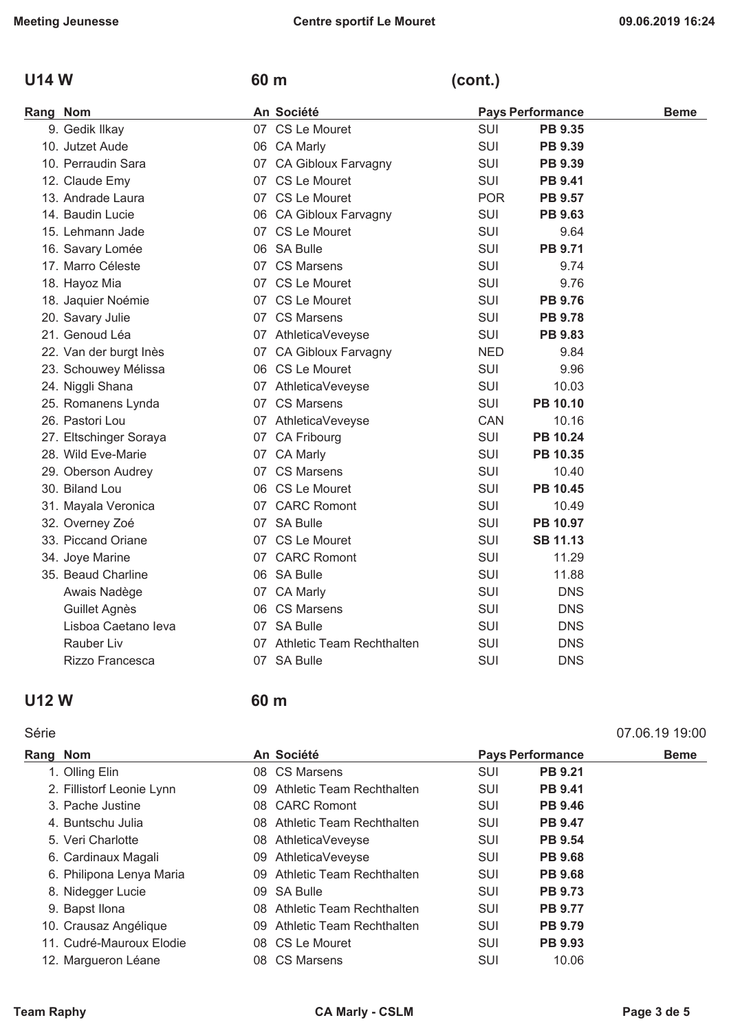## U14 W — 60 m (cont.)

| Rang | Nom | An | Société | Pays | Performance | Beme |
|---|---|---|---|---|---|---|
| 9. | Gedik Ilkay | 07 | CS Le Mouret | SUI | **PB 9.35** | |
| 10. | Jutzet Aude | 06 | CA Marly | SUI | **PB 9.39** | |
| 10. | Perraudin Sara | 07 | CA Gibloux Farvagny | SUI | **PB 9.39** | |
| 12. | Claude Emy | 07 | CS Le Mouret | SUI | **PB 9.41** | |
| 13. | Andrade Laura | 07 | CS Le Mouret | POR | **PB 9.57** | |
| 14. | Baudin Lucie | 06 | CA Gibloux Farvagny | SUI | **PB 9.63** | |
| 15. | Lehmann Jade | 07 | CS Le Mouret | SUI | 9.64 | |
| 16. | Savary Lomée | 06 | SA Bulle | SUI | **PB 9.71** | |
| 17. | Marro Céleste | 07 | CS Marsens | SUI | 9.74 | |
| 18. | Hayoz Mia | 07 | CS Le Mouret | SUI | 9.76 | |
| 18. | Jaquier Noémie | 07 | CS Le Mouret | SUI | **PB 9.76** | |
| 20. | Savary Julie | 07 | CS Marsens | SUI | **PB 9.78** | |
| 21. | Genoud Léa | 07 | AthleticaVeveyse | SUI | **PB 9.83** | |
| 22. | Van der burgt Inès | 07 | CA Gibloux Farvagny | NED | 9.84 | |
| 23. | Schouwey Mélissa | 06 | CS Le Mouret | SUI | 9.96 | |
| 24. | Niggli Shana | 07 | AthleticaVeveyse | SUI | 10.03 | |
| 25. | Romanens Lynda | 07 | CS Marsens | SUI | **PB 10.10** | |
| 26. | Pastori Lou | 07 | AthleticaVeveyse | CAN | 10.16 | |
| 27. | Eltschinger Soraya | 07 | CA Fribourg | SUI | **PB 10.24** | |
| 28. | Wild Eve-Marie | 07 | CA Marly | SUI | **PB 10.35** | |
| 29. | Oberson Audrey | 07 | CS Marsens | SUI | 10.40 | |
| 30. | Biland Lou | 06 | CS Le Mouret | SUI | **PB 10.45** | |
| 31. | Mayala Veronica | 07 | CARC Romont | SUI | 10.49 | |
| 32. | Overney Zoé | 07 | SA Bulle | SUI | **PB 10.97** | |
| 33. | Piccand Oriane | 07 | CS Le Mouret | SUI | **SB 11.13** | |
| 34. | Joye Marine | 07 | CARC Romont | SUI | 11.29 | |
| 35. | Beaud Charline | 06 | SA Bulle | SUI | 11.88 | |
| | Awais Nadège | 07 | CA Marly | SUI | DNS | |
| | Guillet Agnès | 06 | CS Marsens | SUI | DNS | |
| | Lisboa Caetano Ieva | 07 | SA Bulle | SUI | DNS | |
| | Rauber Liv | 07 | Athletic Team Rechthalten | SUI | DNS | |
| | Rizzo Francesca | 07 | SA Bulle | SUI | DNS | |

## U12 W — 60 m

Série — 07.06.19 19:00

| Rang | Nom | An | Société | Pays | Performance | Beme |
|---|---|---|---|---|---|---|
| 1. | Olling Elin | 08 | CS Marsens | SUI | **PB 9.21** | |
| 2. | Fillistorf Leonie Lynn | 09 | Athletic Team Rechthalten | SUI | **PB 9.41** | |
| 3. | Pache Justine | 08 | CARC Romont | SUI | **PB 9.46** | |
| 4. | Buntschu Julia | 08 | Athletic Team Rechthalten | SUI | **PB 9.47** | |
| 5. | Veri Charlotte | 08 | AthleticaVeveyse | SUI | **PB 9.54** | |
| 6. | Cardinaux Magali | 09 | AthleticaVeveyse | SUI | **PB 9.68** | |
| 6. | Philipona Lenya Maria | 09 | Athletic Team Rechthalten | SUI | **PB 9.68** | |
| 8. | Nidegger Lucie | 09 | SA Bulle | SUI | **PB 9.73** | |
| 9. | Bapst Ilona | 08 | Athletic Team Rechthalten | SUI | **PB 9.77** | |
| 10. | Crausaz Angélique | 09 | Athletic Team Rechthalten | SUI | **PB 9.79** | |
| 11. | Cudré-Mauroux Elodie | 08 | CS Le Mouret | SUI | **PB 9.93** | |
| 12. | Margueron Léane | 08 | CS Marsens | SUI | 10.06 | |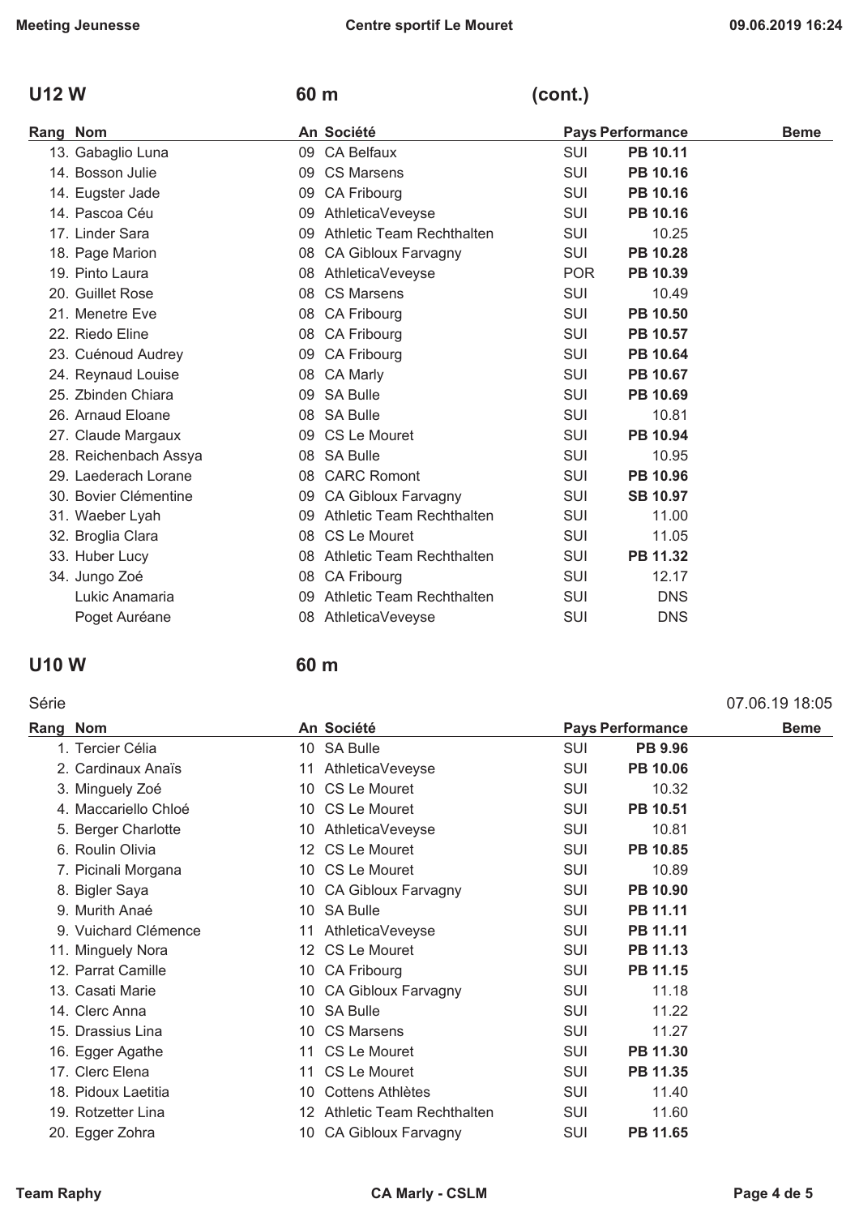## U12 W — 60 m (cont.)

| Rang | Nom | An | Société | Pays | Performance | Beme |
|---|---|---|---|---|---|---|
| 13. | Gabaglio Luna | 09 | CA Belfaux | SUI | **PB 10.11** | |
| 14. | Bosson Julie | 09 | CS Marsens | SUI | **PB 10.16** | |
| 14. | Eugster Jade | 09 | CA Fribourg | SUI | **PB 10.16** | |
| 14. | Pascoa Céu | 09 | AthleticaVeveyse | SUI | **PB 10.16** | |
| 17. | Linder Sara | 09 | Athletic Team Rechthalten | SUI | 10.25 | |
| 18. | Page Marion | 08 | CA Gibloux Farvagny | SUI | **PB 10.28** | |
| 19. | Pinto Laura | 08 | AthleticaVeveyse | POR | **PB 10.39** | |
| 20. | Guillet Rose | 08 | CS Marsens | SUI | 10.49 | |
| 21. | Menetre Eve | 08 | CA Fribourg | SUI | **PB 10.50** | |
| 22. | Riedo Eline | 08 | CA Fribourg | SUI | **PB 10.57** | |
| 23. | Cuénoud Audrey | 09 | CA Fribourg | SUI | **PB 10.64** | |
| 24. | Reynaud Louise | 08 | CA Marly | SUI | **PB 10.67** | |
| 25. | Zbinden Chiara | 09 | SA Bulle | SUI | **PB 10.69** | |
| 26. | Arnaud Eloane | 08 | SA Bulle | SUI | 10.81 | |
| 27. | Claude Margaux | 09 | CS Le Mouret | SUI | **PB 10.94** | |
| 28. | Reichenbach Assya | 08 | SA Bulle | SUI | 10.95 | |
| 29. | Laederach Lorane | 08 | CARC Romont | SUI | **PB 10.96** | |
| 30. | Bovier Clémentine | 09 | CA Gibloux Farvagny | SUI | **SB 10.97** | |
| 31. | Waeber Lyah | 09 | Athletic Team Rechthalten | SUI | 11.00 | |
| 32. | Broglia Clara | 08 | CS Le Mouret | SUI | 11.05 | |
| 33. | Huber Lucy | 08 | Athletic Team Rechthalten | SUI | **PB 11.32** | |
| 34. | Jungo Zoé | 08 | CA Fribourg | SUI | 12.17 | |
| | Lukic Anamaria | 09 | Athletic Team Rechthalten | SUI | DNS | |
| | Poget Auréane | 08 | AthleticaVeveyse | SUI | DNS | |

## U10 W — 60 m

Série — 07.06.19 18:05

| Rang | Nom | An | Société | Pays | Performance | Beme |
|---|---|---|---|---|---|---|
| 1. | Tercier Célia | 10 | SA Bulle | SUI | **PB 9.96** | |
| 2. | Cardinaux Anaïs | 11 | AthleticaVeveyse | SUI | **PB 10.06** | |
| 3. | Minguely Zoé | 10 | CS Le Mouret | SUI | 10.32 | |
| 4. | Maccariello Chloé | 10 | CS Le Mouret | SUI | **PB 10.51** | |
| 5. | Berger Charlotte | 10 | AthleticaVeveyse | SUI | 10.81 | |
| 6. | Roulin Olivia | 12 | CS Le Mouret | SUI | **PB 10.85** | |
| 7. | Picinali Morgana | 10 | CS Le Mouret | SUI | 10.89 | |
| 8. | Bigler Saya | 10 | CA Gibloux Farvagny | SUI | **PB 10.90** | |
| 9. | Murith Anaé | 10 | SA Bulle | SUI | **PB 11.11** | |
| 9. | Vuichard Clémence | 11 | AthleticaVeveyse | SUI | **PB 11.11** | |
| 11. | Minguely Nora | 12 | CS Le Mouret | SUI | **PB 11.13** | |
| 12. | Parrat Camille | 10 | CA Fribourg | SUI | **PB 11.15** | |
| 13. | Casati Marie | 10 | CA Gibloux Farvagny | SUI | 11.18 | |
| 14. | Clerc Anna | 10 | SA Bulle | SUI | 11.22 | |
| 15. | Drassius Lina | 10 | CS Marsens | SUI | 11.27 | |
| 16. | Egger Agathe | 11 | CS Le Mouret | SUI | **PB 11.30** | |
| 17. | Clerc Elena | 11 | CS Le Mouret | SUI | **PB 11.35** | |
| 18. | Pidoux Laetitia | 10 | Cottens Athlètes | SUI | 11.40 | |
| 19. | Rotzetter Lina | 12 | Athletic Team Rechthalten | SUI | 11.60 | |
| 20. | Egger Zohra | 10 | CA Gibloux Farvagny | SUI | **PB 11.65** | |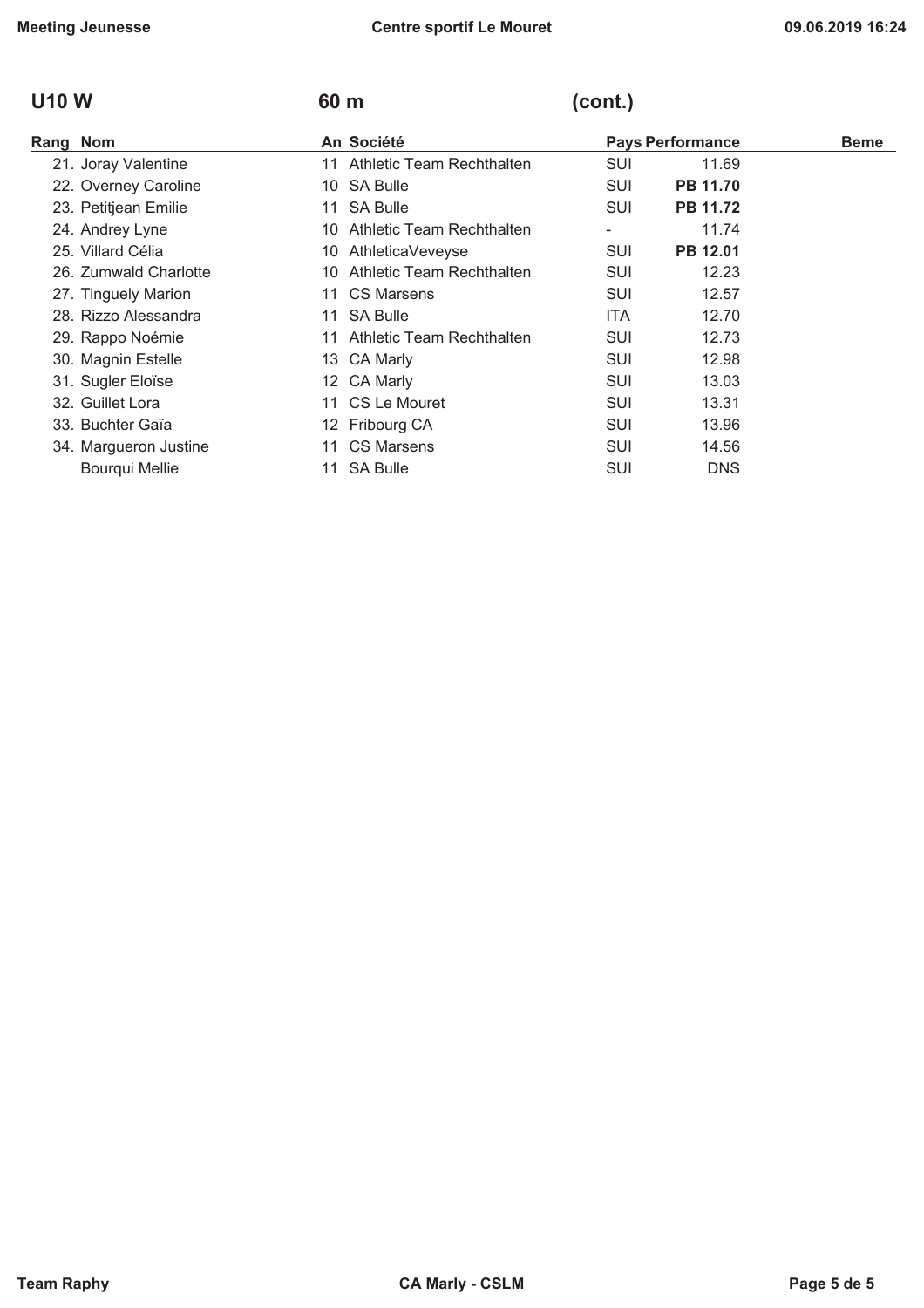## U10 W 60 m (cont.)

| Rang | Nom | An | Société | Pays | Performance | Beme |
|---|---|---|---|---|---|---|
| 21. | Joray Valentine | 11 | Athletic Team Rechthalten | SUI | 11.69 | |
| 22. | Overney Caroline | 10 | SA Bulle | SUI | **PB 11.70** | |
| 23. | Petitjean Emilie | 11 | SA Bulle | SUI | **PB 11.72** | |
| 24. | Andrey Lyne | 10 | Athletic Team Rechthalten | - | 11.74 | |
| 25. | Villard Célia | 10 | AthleticaVeveyse | SUI | **PB 12.01** | |
| 26. | Zumwald Charlotte | 10 | Athletic Team Rechthalten | SUI | 12.23 | |
| 27. | Tinguely Marion | 11 | CS Marsens | SUI | 12.57 | |
| 28. | Rizzo Alessandra | 11 | SA Bulle | ITA | 12.70 | |
| 29. | Rappo Noémie | 11 | Athletic Team Rechthalten | SUI | 12.73 | |
| 30. | Magnin Estelle | 13 | CA Marly | SUI | 12.98 | |
| 31. | Sugler Eloïse | 12 | CA Marly | SUI | 13.03 | |
| 32. | Guillet Lora | 11 | CS Le Mouret | SUI | 13.31 | |
| 33. | Buchter Gaïa | 12 | Fribourg CA | SUI | 13.96 | |
| 34. | Margueron Justine | 11 | CS Marsens | SUI | 14.56 | |
| | Bourqui Mellie | 11 | SA Bulle | SUI | DNS | |